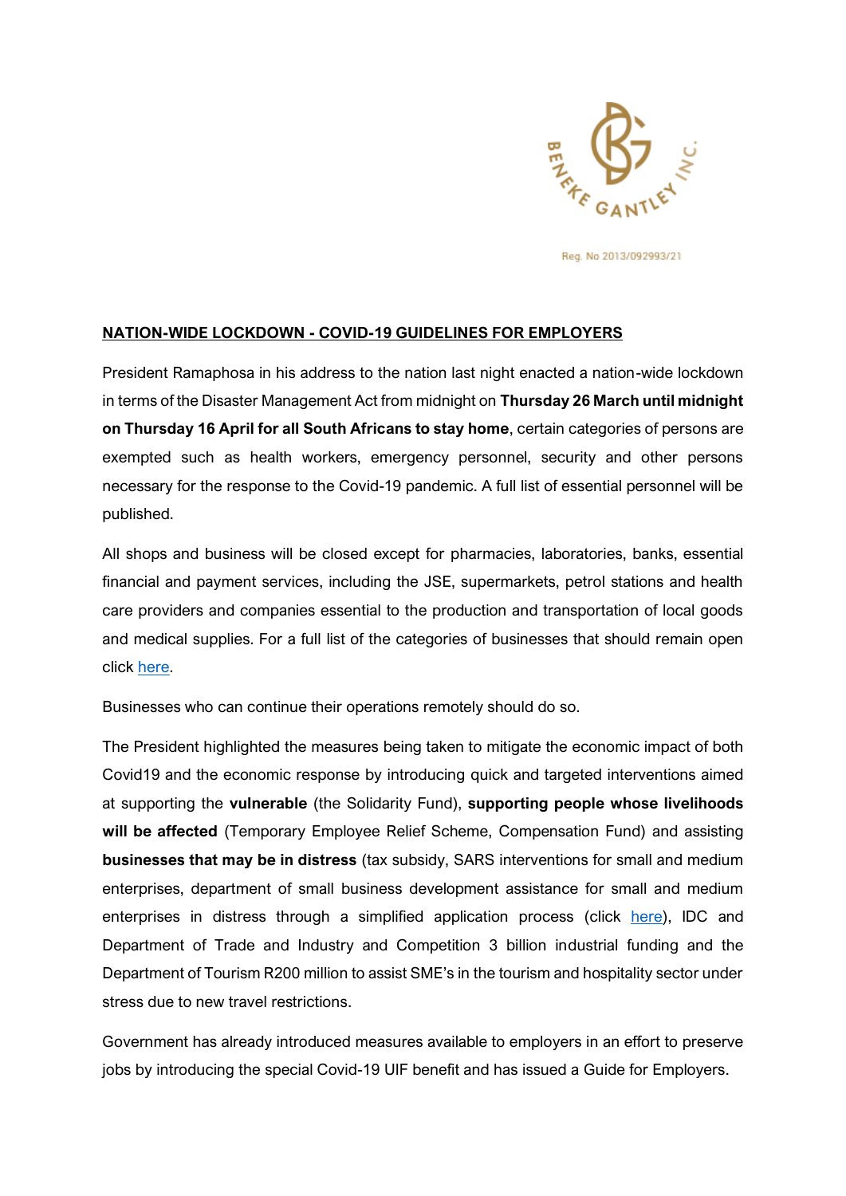BENEKE GANTLEY INC.

Reg. No 2013/092993/21

**NATION-WIDE LOCKDOWN - COVID-19 GUIDELINES FOR EMPLOYERS**

President Ramaphosa in his address to the nation last night enacted a nation-wide lockdown in terms of the Disaster Management Act from midnight on **Thursday 26 March until midnight on Thursday 16 April for all South Africans to stay home**, certain categories of persons are exempted such as health workers, emergency personnel, security and other persons necessary for the response to the Covid-19 pandemic. A full list of essential personnel will be published.

All shops and business will be closed except for pharmacies, laboratories, banks, essential financial and payment services, including the JSE, supermarkets, petrol stations and health care providers and companies essential to the production and transportation of local goods and medical supplies. For a full list of the categories of businesses that should remain open click here.

Businesses who can continue their operations remotely should do so.

The President highlighted the measures being taken to mitigate the economic impact of both Covid19 and the economic response by introducing quick and targeted interventions aimed at supporting the **vulnerable** (the Solidarity Fund), **supporting people whose livelihoods will be affected** (Temporary Employee Relief Scheme, Compensation Fund) and assisting **businesses that may be in distress** (tax subsidy, SARS interventions for small and medium enterprises, department of small business development assistance for small and medium enterprises in distress through a simplified application process (click here), IDC and Department of Trade and Industry and Competition 3 billion industrial funding and the Department of Tourism R200 million to assist SME's in the tourism and hospitality sector under stress due to new travel restrictions.

Government has already introduced measures available to employers in an effort to preserve jobs by introducing the special Covid-19 UIF benefit and has issued a Guide for Employers.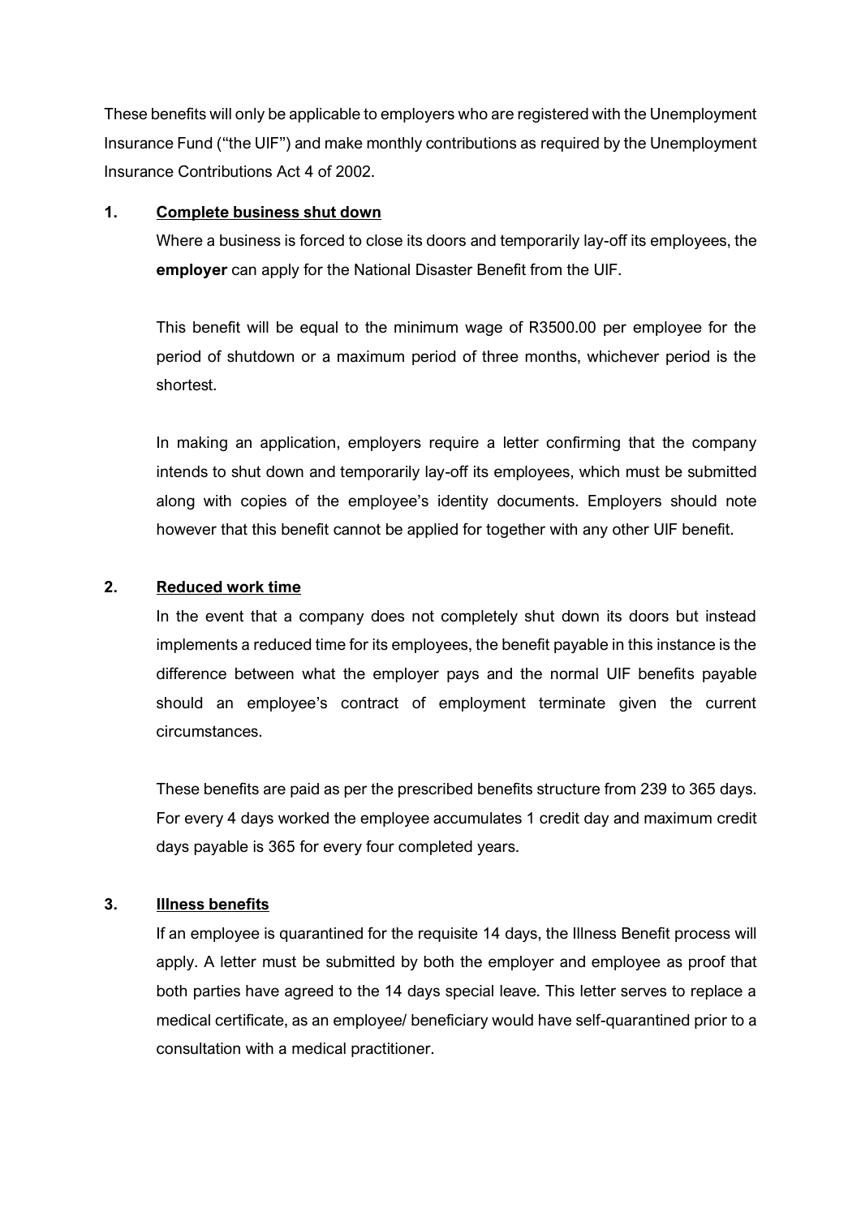These benefits will only be applicable to employers who are registered with the Unemployment Insurance Fund ("the UIF") and make monthly contributions as required by the Unemployment Insurance Contributions Act 4 of 2002.

## 1. Complete business shut down

Where a business is forced to close its doors and temporarily lay-off its employees, the **employer** can apply for the National Disaster Benefit from the UIF.

This benefit will be equal to the minimum wage of R3500.00 per employee for the period of shutdown or a maximum period of three months, whichever period is the shortest.

In making an application, employers require a letter confirming that the company intends to shut down and temporarily lay-off its employees, which must be submitted along with copies of the employee's identity documents. Employers should note however that this benefit cannot be applied for together with any other UIF benefit.

## 2. Reduced work time

In the event that a company does not completely shut down its doors but instead implements a reduced time for its employees, the benefit payable in this instance is the difference between what the employer pays and the normal UIF benefits payable should an employee's contract of employment terminate given the current circumstances.

These benefits are paid as per the prescribed benefits structure from 239 to 365 days. For every 4 days worked the employee accumulates 1 credit day and maximum credit days payable is 365 for every four completed years.

## 3. Illness benefits

If an employee is quarantined for the requisite 14 days, the Illness Benefit process will apply. A letter must be submitted by both the employer and employee as proof that both parties have agreed to the 14 days special leave. This letter serves to replace a medical certificate, as an employee/ beneficiary would have self-quarantined prior to a consultation with a medical practitioner.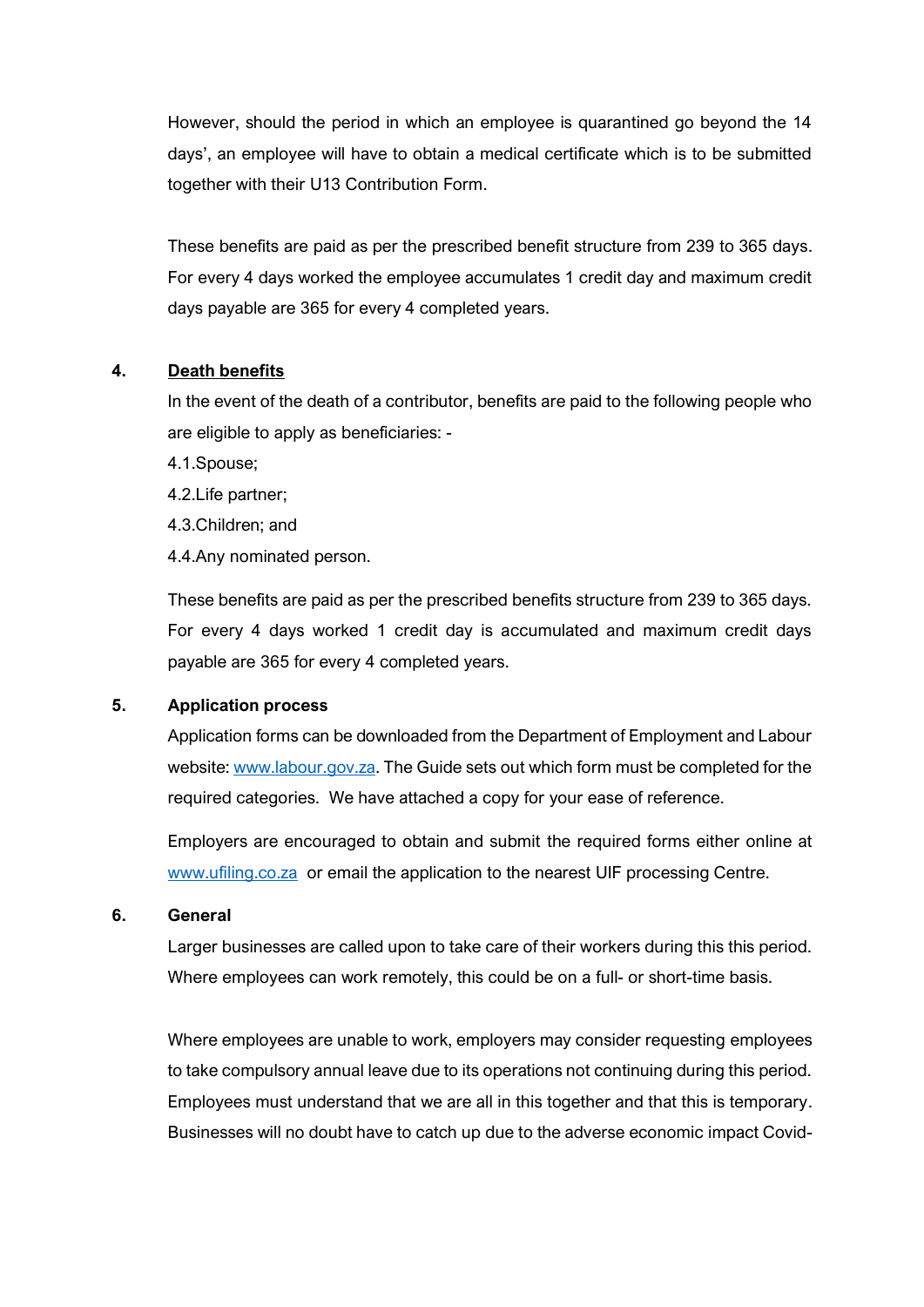However, should the period in which an employee is quarantined go beyond the 14 days', an employee will have to obtain a medical certificate which is to be submitted together with their U13 Contribution Form.

These benefits are paid as per the prescribed benefit structure from 239 to 365 days. For every 4 days worked the employee accumulates 1 credit day and maximum credit days payable are 365 for every 4 completed years.

## 4. Death benefits

In the event of the death of a contributor, benefits are paid to the following people who are eligible to apply as beneficiaries: -

4.1.Spouse;

4.2.Life partner;

4.3.Children; and

4.4.Any nominated person.

These benefits are paid as per the prescribed benefits structure from 239 to 365 days. For every 4 days worked 1 credit day is accumulated and maximum credit days payable are 365 for every 4 completed years.

## 5. Application process

Application forms can be downloaded from the Department of Employment and Labour website: www.labour.gov.za. The Guide sets out which form must be completed for the required categories. We have attached a copy for your ease of reference.

Employers are encouraged to obtain and submit the required forms either online at www.ufiling.co.za or email the application to the nearest UIF processing Centre.

## 6. General

Larger businesses are called upon to take care of their workers during this this period. Where employees can work remotely, this could be on a full- or short-time basis.

Where employees are unable to work, employers may consider requesting employees to take compulsory annual leave due to its operations not continuing during this period. Employees must understand that we are all in this together and that this is temporary. Businesses will no doubt have to catch up due to the adverse economic impact Covid-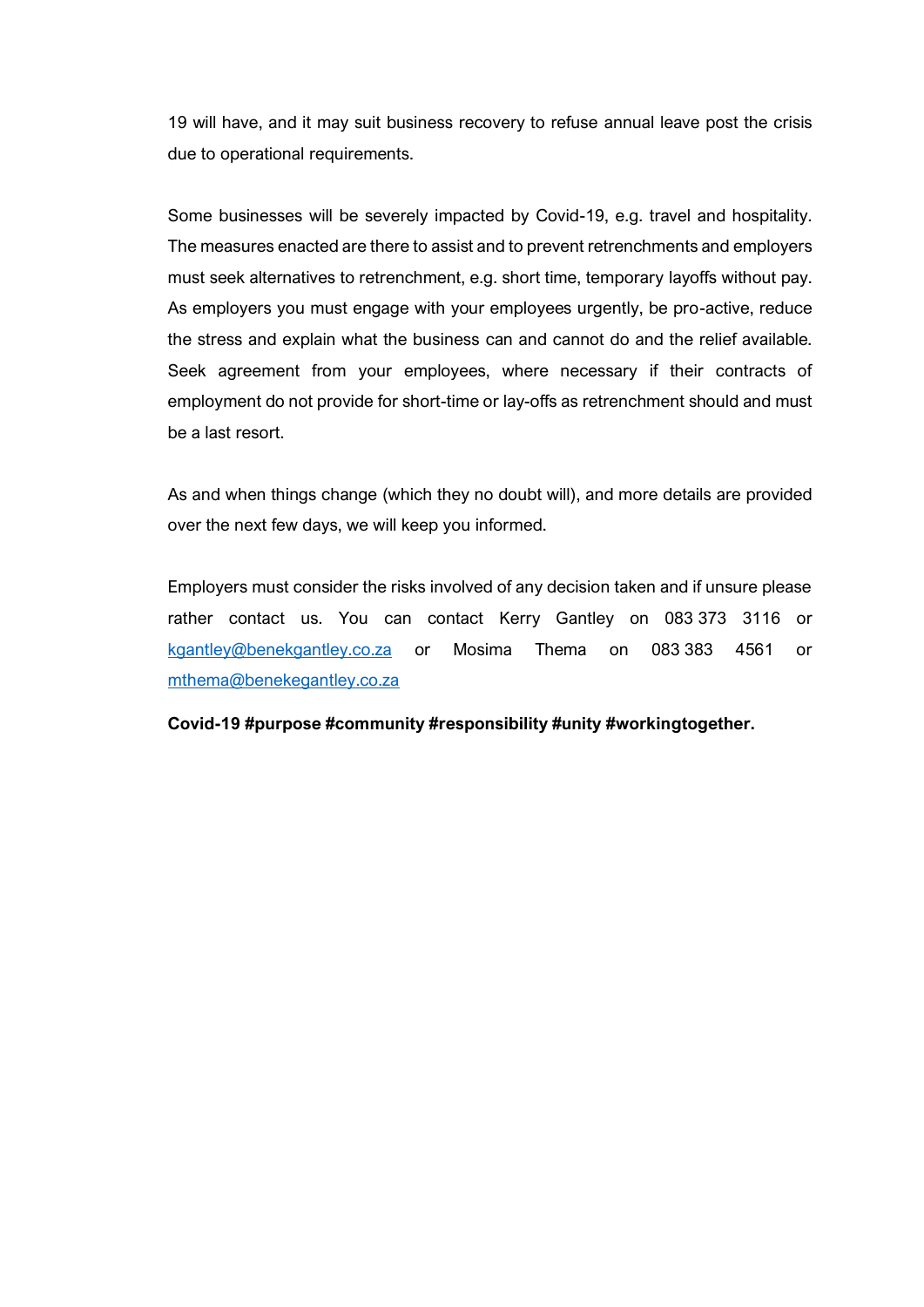19 will have, and it may suit business recovery to refuse annual leave post the crisis due to operational requirements.

Some businesses will be severely impacted by Covid-19, e.g. travel and hospitality. The measures enacted are there to assist and to prevent retrenchments and employers must seek alternatives to retrenchment, e.g. short time, temporary layoffs without pay. As employers you must engage with your employees urgently, be pro-active, reduce the stress and explain what the business can and cannot do and the relief available. Seek agreement from your employees, where necessary if their contracts of employment do not provide for short-time or lay-offs as retrenchment should and must be a last resort.

As and when things change (which they no doubt will), and more details are provided over the next few days, we will keep you informed.

Employers must consider the risks involved of any decision taken and if unsure please rather contact us. You can contact Kerry Gantley on 083 373 3116 or kgantley@benekgantley.co.za or Mosima Thema on 083 383 4561 or mthema@benekegantley.co.za

**Covid-19 #purpose #community #responsibility #unity #workingtogether.**